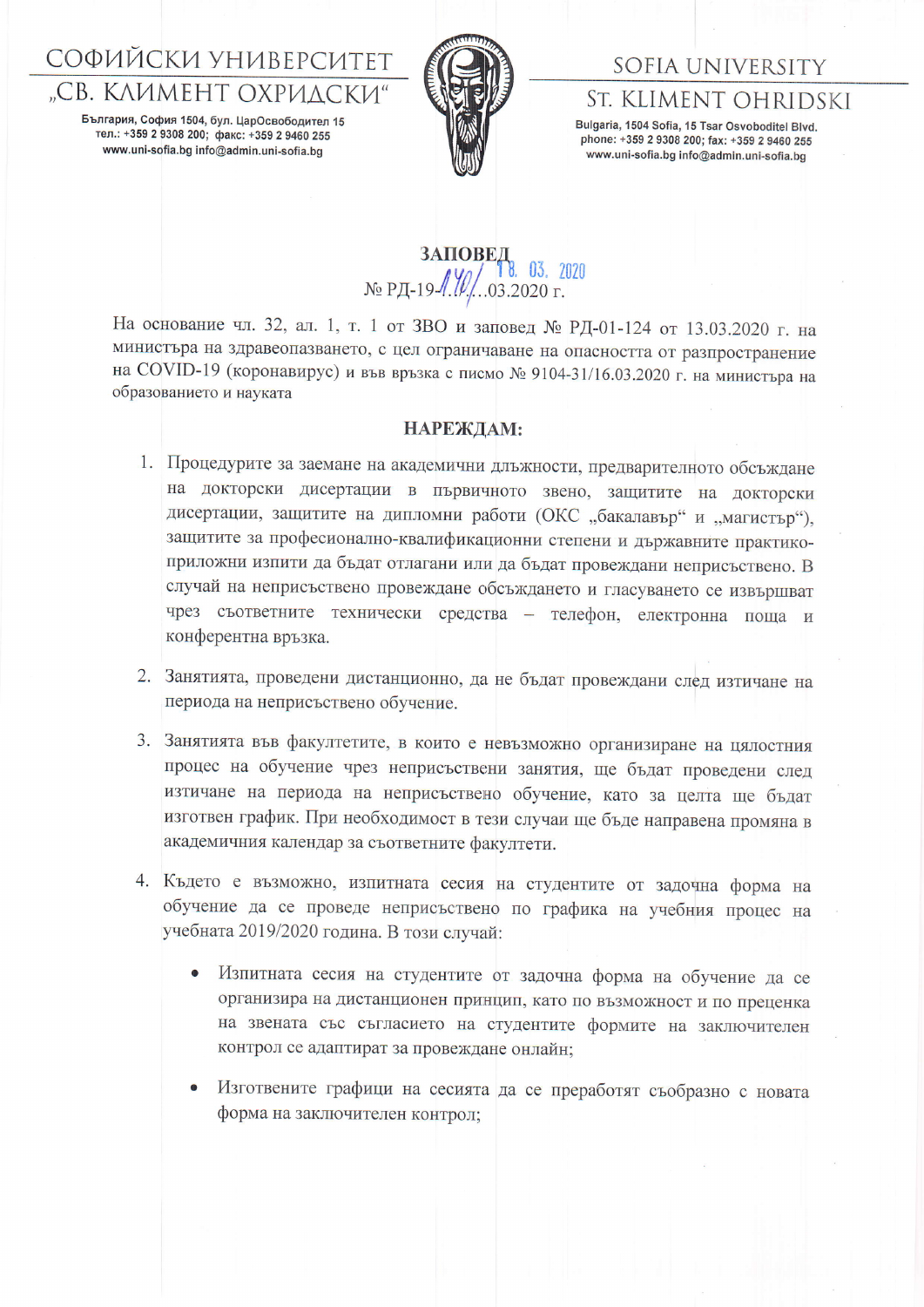СОФИЙСКИ УНИВЕРСИТЕТ „СВ. КЛИМЕНТ ОХРИДСКИ“

България, София 1504, бул. ЦарОсвободител 15
тел.: +359 2 9308 200; факс: +359 2 9460 255
www.uni-sofia.bg info@admin.uni-sofia.bg

SOFIA UNIVERSITY ST. KLIMENT OHRIDSKI

Bulgaria, 1504 Sofia, 15 Tsar Osvoboditel Blvd.
phone: +359 2 9308 200; fax: +359 2 9460 255
www.uni-sofia.bg info@admin.uni-sofia.bg

# ЗАПОВЕД

№ РД-19-140/18.03.2020 г.

На основание чл. 32, ал. 1, т. 1 от ЗВО и заповед № РД-01-124 от 13.03.2020 г. на министъра на здравеопазването, с цел ограничаване на опасността от разпространение на COVID-19 (коронавирус) и във връзка с писмо № 9104-31/16.03.2020 г. на министъра на образованието и науката

## НАРЕЖДАМ:

1. Процедурите за заемане на академични длъжности, предварителното обсъждане на докторски дисертации в първичното звено, защитите на докторски дисертации, защитите на дипломни работи (ОКС „бакалавър“ и „магистър“), защитите за професионално-квалификационни степени и държавните практико-приложни изпити да бъдат отлагани или да бъдат провеждани неприсъствено. В случай на неприсъствено провеждане обсъждането и гласуването се извършват чрез съответните технически средства – телефон, електронна поща и конферентна връзка.

2. Занятията, проведени дистанционно, да не бъдат провеждани след изтичане на периода на неприсъствено обучение.

3. Занятията във факултетите, в които е невъзможно организиране на цялостния процес на обучение чрез неприсъствени занятия, ще бъдат проведени след изтичане на периода на неприсъствено обучение, като за целта ще бъдат изготвен график. При необходимост в тези случаи ще бъде направена промяна в академичния календар за съответните факултети.

4. Където е възможно, изпитната сесия на студентите от задочна форма на обучение да се проведе неприсъствено по графика на учебния процес на учебната 2019/2020 година. В този случай:

   - Изпитната сесия на студентите от задочна форма на обучение да се организира на дистанционен принцип, като по възможност и по преценка на звената със съгласието на студентите формите на заключителен контрол се адаптират за провеждане онлайн;

   - Изготвените графици на сесията да се преработят съобразно с новата форма на заключителен контрол;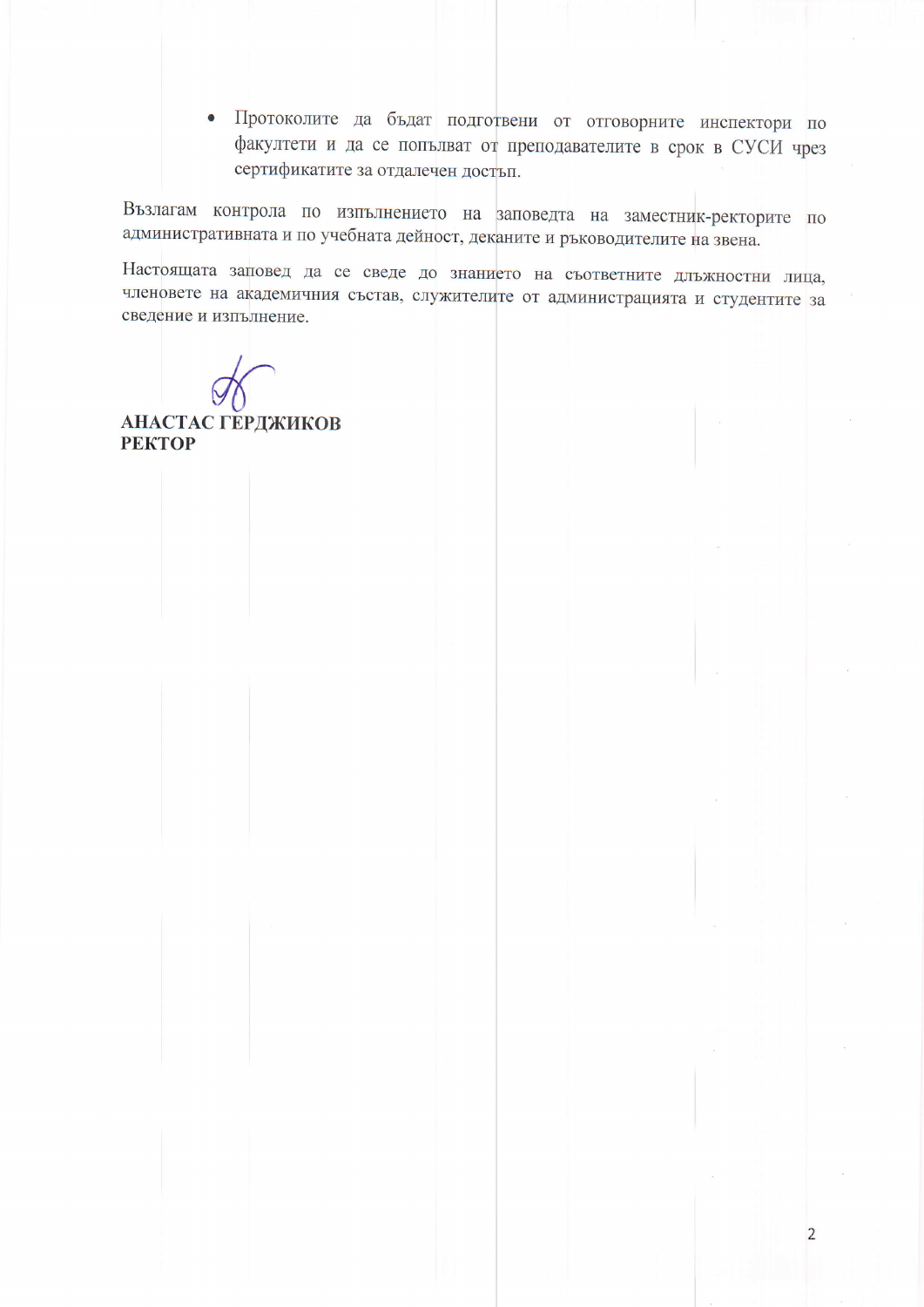- Протоколите да бъдат подготвени от отговорните инспектори по факултети и да се попълват от преподавателите в срок в СУСИ чрез сертификатите за отдалечен достъп.

Възлагам контрола по изпълнението на заповедта на заместник-ректорите по административната и по учебната дейност, деканите и ръководителите на звена.

Настоящата заповед да се сведе до знанието на съответните длъжностни лица, членовете на академичния състав, служителите от администрацията и студентите за сведение и изпълнение.

**АНАСТАС ГЕРДЖИКОВ**
**РЕКТОР**